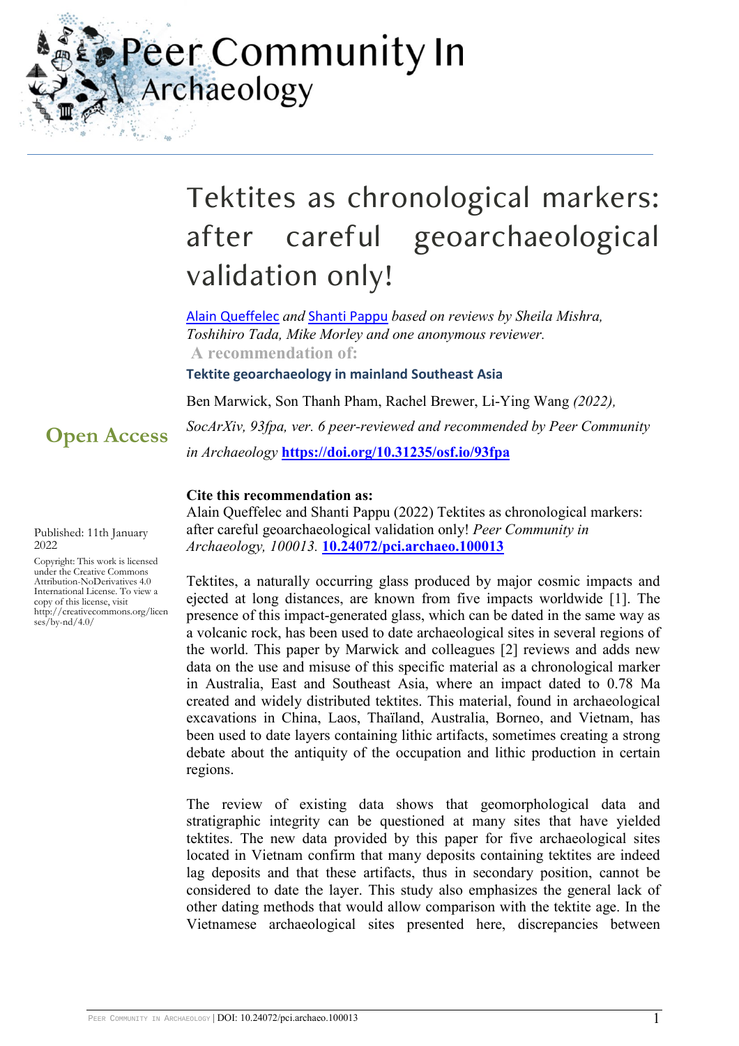# Tektites as chronological markers: after careful geoarchaeological validation only!

Alain Queffelec *and* Shanti Pappu *based on reviews by Sheila Mishra, Toshihiro Tada, Mike Morley and one anonymous reviewer.*

**A recommendation of:**

**Tektite geoarchaeology in mainland Southeast Asia**

Ben Marwick, Son Thanh Pham, Rachel Brewer, Li-Ying Wang *(2022), SocArXiv, 93fpa, ver. 6 peer-reviewed and recommended by Peer Community in Archaeology* **https://doi.org/10.31235/osf.io/93fpa**

**Open Access**

Published: 11th January 2022

Copyright: This work is licensed under the Creative Commons Attribution-NoDerivatives 4.0 International License. To view a copy of this license, visit http://creativecommons.org/licenses/by-nd/4.0/

**Cite this recommendation as:**

Alain Queffelec and Shanti Pappu (2022) Tektites as chronological markers: after careful geoarchaeological validation only! *Peer Community in Archaeology, 100013.* **10.24072/pci.archaeo.100013**

Tektites, a naturally occurring glass produced by major cosmic impacts and ejected at long distances, are known from five impacts worldwide [1]. The presence of this impact-generated glass, which can be dated in the same way as a volcanic rock, has been used to date archaeological sites in several regions of the world. This paper by Marwick and colleagues [2] reviews and adds new data on the use and misuse of this specific material as a chronological marker in Australia, East and Southeast Asia, where an impact dated to 0.78 Ma created and widely distributed tektites. This material, found in archaeological excavations in China, Laos, Thaïland, Australia, Borneo, and Vietnam, has been used to date layers containing lithic artifacts, sometimes creating a strong debate about the antiquity of the occupation and lithic production in certain regions.

The review of existing data shows that geomorphological data and stratigraphic integrity can be questioned at many sites that have yielded tektites. The new data provided by this paper for five archaeological sites located in Vietnam confirm that many deposits containing tektites are indeed lag deposits and that these artifacts, thus in secondary position, cannot be considered to date the layer. This study also emphasizes the general lack of other dating methods that would allow comparison with the tektite age. In the Vietnamese archaeological sites presented here, discrepancies between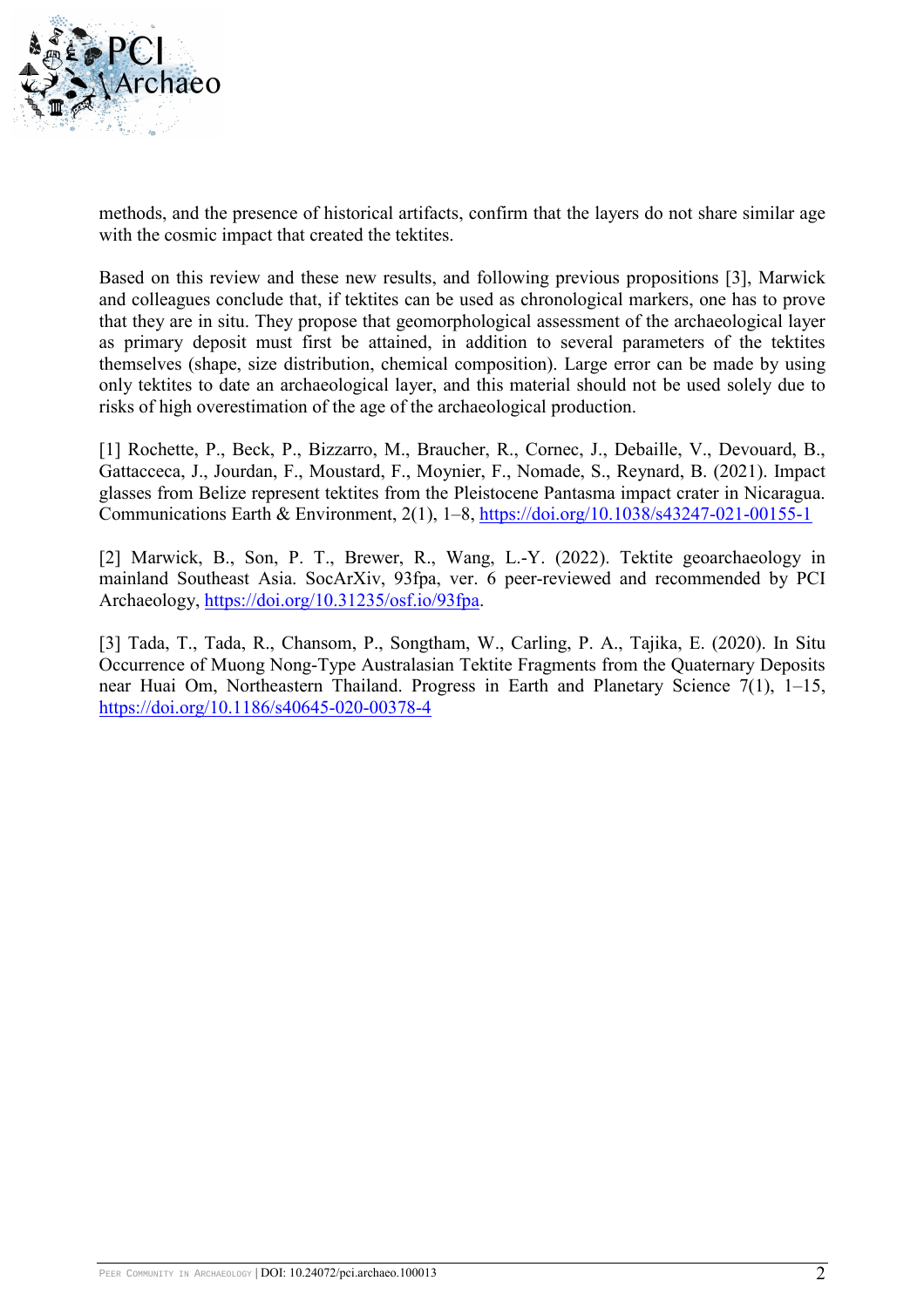methods, and the presence of historical artifacts, confirm that the layers do not share similar age with the cosmic impact that created the tektites.

Based on this review and these new results, and following previous propositions [3], Marwick and colleagues conclude that, if tektites can be used as chronological markers, one has to prove that they are in situ. They propose that geomorphological assessment of the archaeological layer as primary deposit must first be attained, in addition to several parameters of the tektites themselves (shape, size distribution, chemical composition). Large error can be made by using only tektites to date an archaeological layer, and this material should not be used solely due to risks of high overestimation of the age of the archaeological production.

[1] Rochette, P., Beck, P., Bizzarro, M., Braucher, R., Cornec, J., Debaille, V., Devouard, B., Gattacceca, J., Jourdan, F., Moustard, F., Moynier, F., Nomade, S., Reynard, B. (2021). Impact glasses from Belize represent tektites from the Pleistocene Pantasma impact crater in Nicaragua. Communications Earth & Environment, 2(1), 1–8, https://doi.org/10.1038/s43247-021-00155-1

[2] Marwick, B., Son, P. T., Brewer, R., Wang, L.-Y. (2022). Tektite geoarchaeology in mainland Southeast Asia. SocArXiv, 93fpa, ver. 6 peer-reviewed and recommended by PCI Archaeology, https://doi.org/10.31235/osf.io/93fpa.

[3] Tada, T., Tada, R., Chansom, P., Songtham, W., Carling, P. A., Tajika, E. (2020). In Situ Occurrence of Muong Nong-Type Australasian Tektite Fragments from the Quaternary Deposits near Huai Om, Northeastern Thailand. Progress in Earth and Planetary Science 7(1), 1–15, https://doi.org/10.1186/s40645-020-00378-4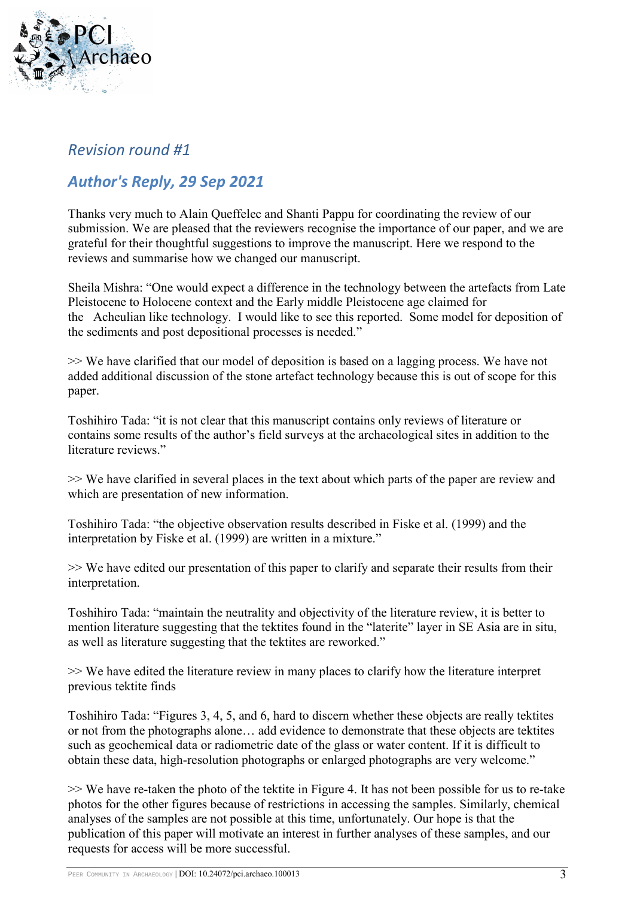## *Revision round #1*

## ***Author's Reply, 29 Sep 2021***

Thanks very much to Alain Queffelec and Shanti Pappu for coordinating the review of our submission. We are pleased that the reviewers recognise the importance of our paper, and we are grateful for their thoughtful suggestions to improve the manuscript. Here we respond to the reviews and summarise how we changed our manuscript.

Sheila Mishra: "One would expect a difference in the technology between the artefacts from Late Pleistocene to Holocene context and the Early middle Pleistocene age claimed for the Acheulian like technology. I would like to see this reported. Some model for deposition of the sediments and post depositional processes is needed."

>> We have clarified that our model of deposition is based on a lagging process. We have not added additional discussion of the stone artefact technology because this is out of scope for this paper.

Toshihiro Tada: "it is not clear that this manuscript contains only reviews of literature or contains some results of the author's field surveys at the archaeological sites in addition to the literature reviews."

>> We have clarified in several places in the text about which parts of the paper are review and which are presentation of new information.

Toshihiro Tada: "the objective observation results described in Fiske et al. (1999) and the interpretation by Fiske et al. (1999) are written in a mixture."

>> We have edited our presentation of this paper to clarify and separate their results from their interpretation.

Toshihiro Tada: "maintain the neutrality and objectivity of the literature review, it is better to mention literature suggesting that the tektites found in the "laterite" layer in SE Asia are in situ, as well as literature suggesting that the tektites are reworked."

>> We have edited the literature review in many places to clarify how the literature interpret previous tektite finds

Toshihiro Tada: "Figures 3, 4, 5, and 6, hard to discern whether these objects are really tektites or not from the photographs alone… add evidence to demonstrate that these objects are tektites such as geochemical data or radiometric date of the glass or water content. If it is difficult to obtain these data, high-resolution photographs or enlarged photographs are very welcome."

>> We have re-taken the photo of the tektite in Figure 4. It has not been possible for us to re-take photos for the other figures because of restrictions in accessing the samples. Similarly, chemical analyses of the samples are not possible at this time, unfortunately. Our hope is that the publication of this paper will motivate an interest in further analyses of these samples, and our requests for access will be more successful.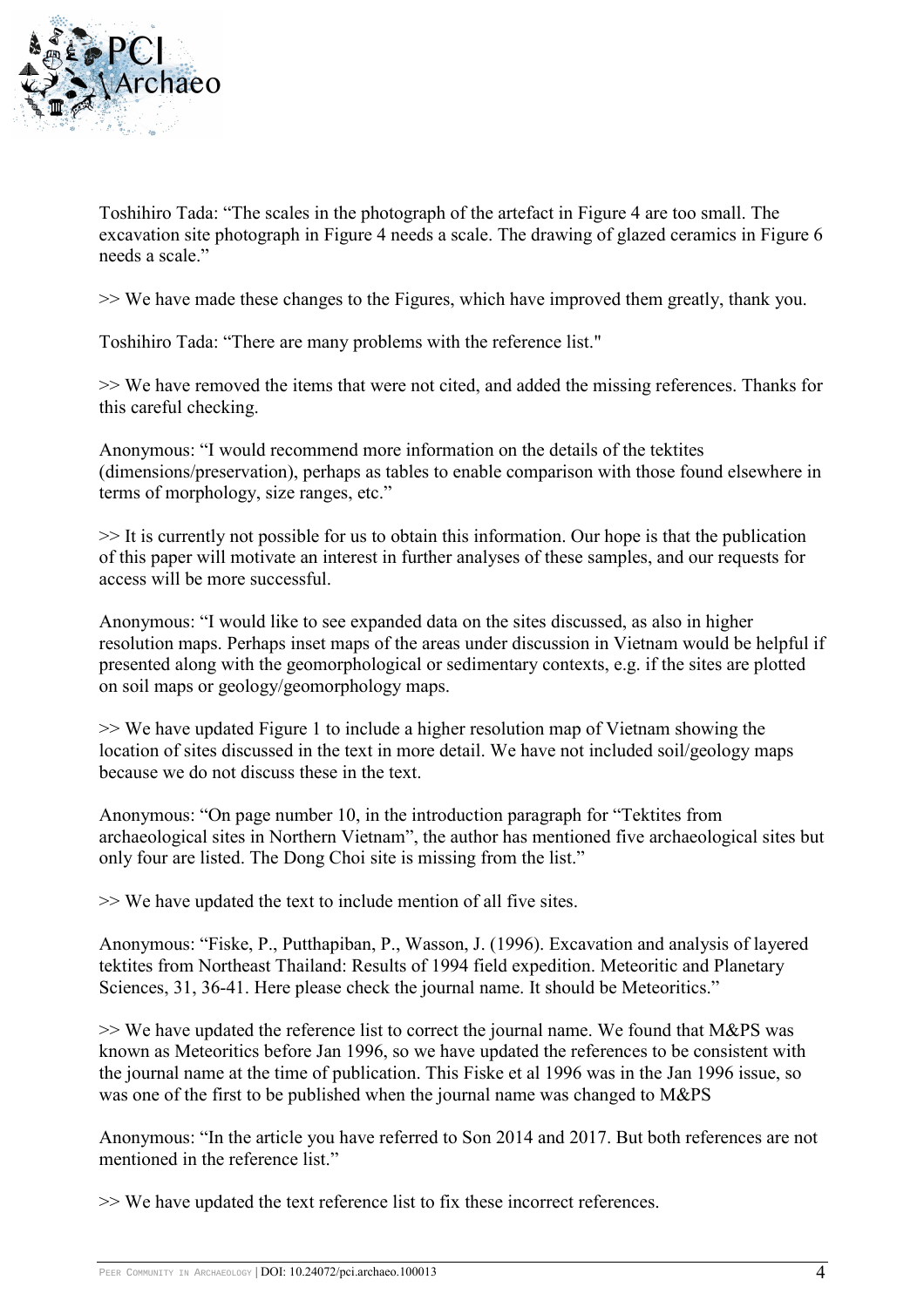Toshihiro Tada: "The scales in the photograph of the artefact in Figure 4 are too small. The excavation site photograph in Figure 4 needs a scale. The drawing of glazed ceramics in Figure 6 needs a scale."

>> We have made these changes to the Figures, which have improved them greatly, thank you.

Toshihiro Tada: "There are many problems with the reference list."

>> We have removed the items that were not cited, and added the missing references. Thanks for this careful checking.

Anonymous: "I would recommend more information on the details of the tektites (dimensions/preservation), perhaps as tables to enable comparison with those found elsewhere in terms of morphology, size ranges, etc."

>> It is currently not possible for us to obtain this information. Our hope is that the publication of this paper will motivate an interest in further analyses of these samples, and our requests for access will be more successful.

Anonymous: "I would like to see expanded data on the sites discussed, as also in higher resolution maps. Perhaps inset maps of the areas under discussion in Vietnam would be helpful if presented along with the geomorphological or sedimentary contexts, e.g. if the sites are plotted on soil maps or geology/geomorphology maps.

>> We have updated Figure 1 to include a higher resolution map of Vietnam showing the location of sites discussed in the text in more detail. We have not included soil/geology maps because we do not discuss these in the text.

Anonymous: "On page number 10, in the introduction paragraph for "Tektites from archaeological sites in Northern Vietnam", the author has mentioned five archaeological sites but only four are listed. The Dong Choi site is missing from the list."

>> We have updated the text to include mention of all five sites.

Anonymous: "Fiske, P., Putthapiban, P., Wasson, J. (1996). Excavation and analysis of layered tektites from Northeast Thailand: Results of 1994 field expedition. Meteoritic and Planetary Sciences, 31, 36-41. Here please check the journal name. It should be Meteoritics."

>> We have updated the reference list to correct the journal name. We found that M&PS was known as Meteoritics before Jan 1996, so we have updated the references to be consistent with the journal name at the time of publication. This Fiske et al 1996 was in the Jan 1996 issue, so was one of the first to be published when the journal name was changed to M&PS

Anonymous: "In the article you have referred to Son 2014 and 2017. But both references are not mentioned in the reference list."

>> We have updated the text reference list to fix these incorrect references.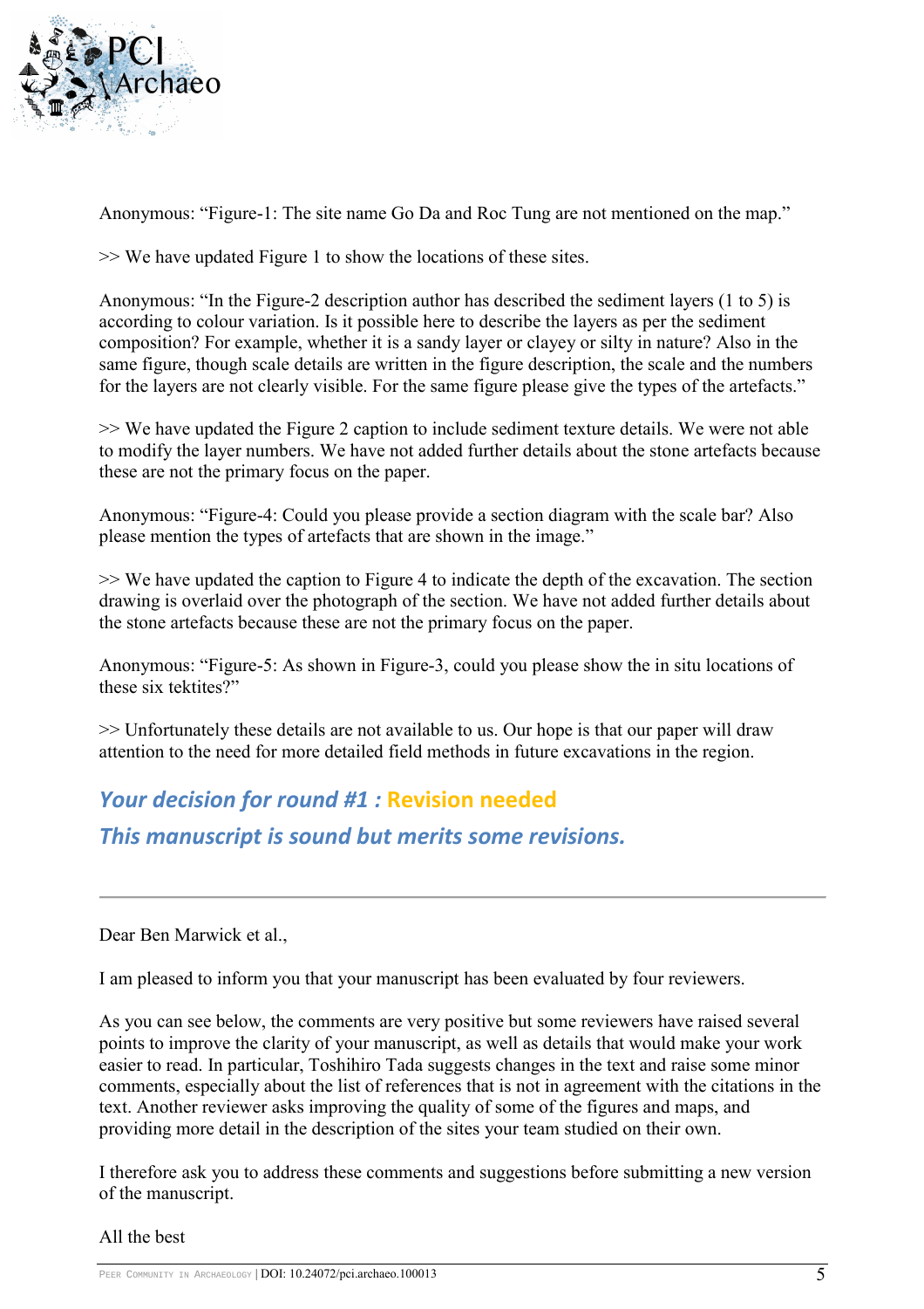Anonymous: “Figure-1: The site name Go Da and Roc Tung are not mentioned on the map.”

>> We have updated Figure 1 to show the locations of these sites.

Anonymous: “In the Figure-2 description author has described the sediment layers (1 to 5) is according to colour variation. Is it possible here to describe the layers as per the sediment composition? For example, whether it is a sandy layer or clayey or silty in nature? Also in the same figure, though scale details are written in the figure description, the scale and the numbers for the layers are not clearly visible. For the same figure please give the types of the artefacts.”

>> We have updated the Figure 2 caption to include sediment texture details. We were not able to modify the layer numbers. We have not added further details about the stone artefacts because these are not the primary focus on the paper.

Anonymous: “Figure-4: Could you please provide a section diagram with the scale bar? Also please mention the types of artefacts that are shown in the image.”

>> We have updated the caption to Figure 4 to indicate the depth of the excavation. The section drawing is overlaid over the photograph of the section. We have not added further details about the stone artefacts because these are not the primary focus on the paper.

Anonymous: “Figure-5: As shown in Figure-3, could you please show the in situ locations of these six tektites?”

>> Unfortunately these details are not available to us. Our hope is that our paper will draw attention to the need for more detailed field methods in future excavations in the region.

## *Your decision for round #1 :* Revision needed

### *This manuscript is sound but merits some revisions.*

---

Dear Ben Marwick et al.,

I am pleased to inform you that your manuscript has been evaluated by four reviewers.

As you can see below, the comments are very positive but some reviewers have raised several points to improve the clarity of your manuscript, as well as details that would make your work easier to read. In particular, Toshihiro Tada suggests changes in the text and raise some minor comments, especially about the list of references that is not in agreement with the citations in the text. Another reviewer asks improving the quality of some of the figures and maps, and providing more detail in the description of the sites your team studied on their own.

I therefore ask you to address these comments and suggestions before submitting a new version of the manuscript.

All the best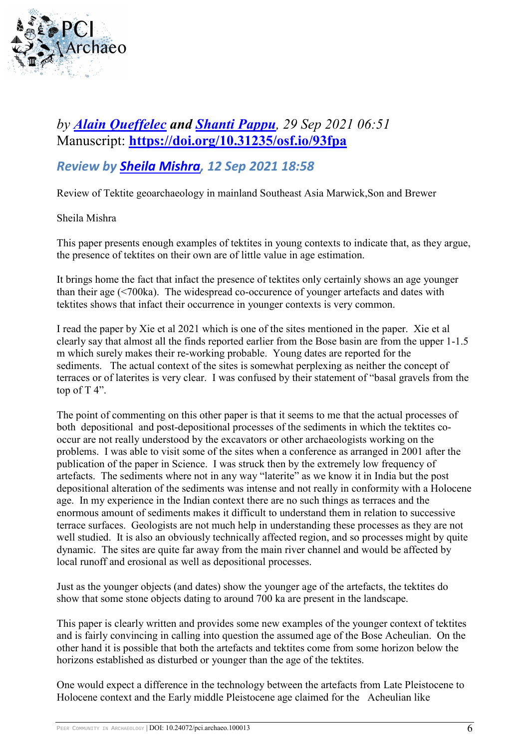*by **Alain Queffelec** and **Shanti Pappu**, 29 Sep 2021 06:51*
Manuscript: **https://doi.org/10.31235/osf.io/93fpa**

### *Review by **Sheila Mishra**, 12 Sep 2021 18:58*

Review of Tektite geoarchaeology in mainland Southeast Asia Marwick,Son and Brewer

Sheila Mishra

This paper presents enough examples of tektites in young contexts to indicate that, as they argue, the presence of tektites on their own are of little value in age estimation.

It brings home the fact that infact the presence of tektites only certainly shows an age younger than their age (<700ka). The widespread co-occurence of younger artefacts and dates with tektites shows that infact their occurrence in younger contexts is very common.

I read the paper by Xie et al 2021 which is one of the sites mentioned in the paper. Xie et al clearly say that almost all the finds reported earlier from the Bose basin are from the upper 1-1.5 m which surely makes their re-working probable. Young dates are reported for the sediments. The actual context of the sites is somewhat perplexing as neither the concept of terraces or of laterites is very clear. I was confused by their statement of "basal gravels from the top of T 4".

The point of commenting on this other paper is that it seems to me that the actual processes of both depositional and post-depositional processes of the sediments in which the tektites co-occur are not really understood by the excavators or other archaeologists working on the problems. I was able to visit some of the sites when a conference as arranged in 2001 after the publication of the paper in Science. I was struck then by the extremely low frequency of artefacts. The sediments where not in any way "laterite" as we know it in India but the post depositional alteration of the sediments was intense and not really in conformity with a Holocene age. In my experience in the Indian context there are no such things as terraces and the enormous amount of sediments makes it difficult to understand them in relation to successive terrace surfaces. Geologists are not much help in understanding these processes as they are not well studied. It is also an obviously technically affected region, and so processes might by quite dynamic. The sites are quite far away from the main river channel and would be affected by local runoff and erosional as well as depositional processes.

Just as the younger objects (and dates) show the younger age of the artefacts, the tektites do show that some stone objects dating to around 700 ka are present in the landscape.

This paper is clearly written and provides some new examples of the younger context of tektites and is fairly convincing in calling into question the assumed age of the Bose Acheulian. On the other hand it is possible that both the artefacts and tektites come from some horizon below the horizons established as disturbed or younger than the age of the tektites.

One would expect a difference in the technology between the artefacts from Late Pleistocene to Holocene context and the Early middle Pleistocene age claimed for the Acheulian like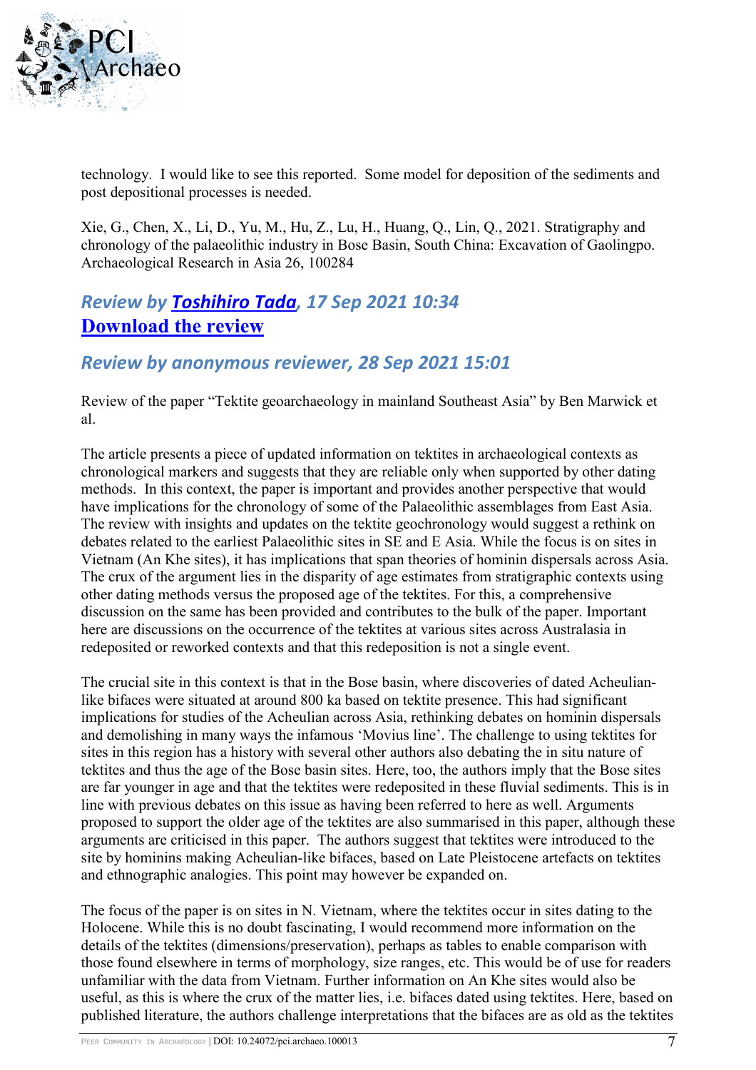technology. I would like to see this reported. Some model for deposition of the sediments and post depositional processes is needed.

Xie, G., Chen, X., Li, D., Yu, M., Hu, Z., Lu, H., Huang, Q., Lin, Q., 2021. Stratigraphy and chronology of the palaeolithic industry in Bose Basin, South China: Excavation of Gaolingpo. Archaeological Research in Asia 26, 100284

### *Review by [Toshihiro Tada](), 17 Sep 2021 10:34*
### [Download the review]()

### *Review by anonymous reviewer, 28 Sep 2021 15:01*

Review of the paper "Tektite geoarchaeology in mainland Southeast Asia" by Ben Marwick et al.

The article presents a piece of updated information on tektites in archaeological contexts as chronological markers and suggests that they are reliable only when supported by other dating methods. In this context, the paper is important and provides another perspective that would have implications for the chronology of some of the Palaeolithic assemblages from East Asia. The review with insights and updates on the tektite geochronology would suggest a rethink on debates related to the earliest Palaeolithic sites in SE and E Asia. While the focus is on sites in Vietnam (An Khe sites), it has implications that span theories of hominin dispersals across Asia. The crux of the argument lies in the disparity of age estimates from stratigraphic contexts using other dating methods versus the proposed age of the tektites. For this, a comprehensive discussion on the same has been provided and contributes to the bulk of the paper. Important here are discussions on the occurrence of the tektites at various sites across Australasia in redeposited or reworked contexts and that this redeposition is not a single event.

The crucial site in this context is that in the Bose basin, where discoveries of dated Acheulian-like bifaces were situated at around 800 ka based on tektite presence. This had significant implications for studies of the Acheulian across Asia, rethinking debates on hominin dispersals and demolishing in many ways the infamous 'Movius line'. The challenge to using tektites for sites in this region has a history with several other authors also debating the in situ nature of tektites and thus the age of the Bose basin sites. Here, too, the authors imply that the Bose sites are far younger in age and that the tektites were redeposited in these fluvial sediments. This is in line with previous debates on this issue as having been referred to here as well. Arguments proposed to support the older age of the tektites are also summarised in this paper, although these arguments are criticised in this paper. The authors suggest that tektites were introduced to the site by hominins making Acheulian-like bifaces, based on Late Pleistocene artefacts on tektites and ethnographic analogies. This point may however be expanded on.

The focus of the paper is on sites in N. Vietnam, where the tektites occur in sites dating to the Holocene. While this is no doubt fascinating, I would recommend more information on the details of the tektites (dimensions/preservation), perhaps as tables to enable comparison with those found elsewhere in terms of morphology, size ranges, etc. This would be of use for readers unfamiliar with the data from Vietnam. Further information on An Khe sites would also be useful, as this is where the crux of the matter lies, i.e. bifaces dated using tektites. Here, based on published literature, the authors challenge interpretations that the bifaces are as old as the tektites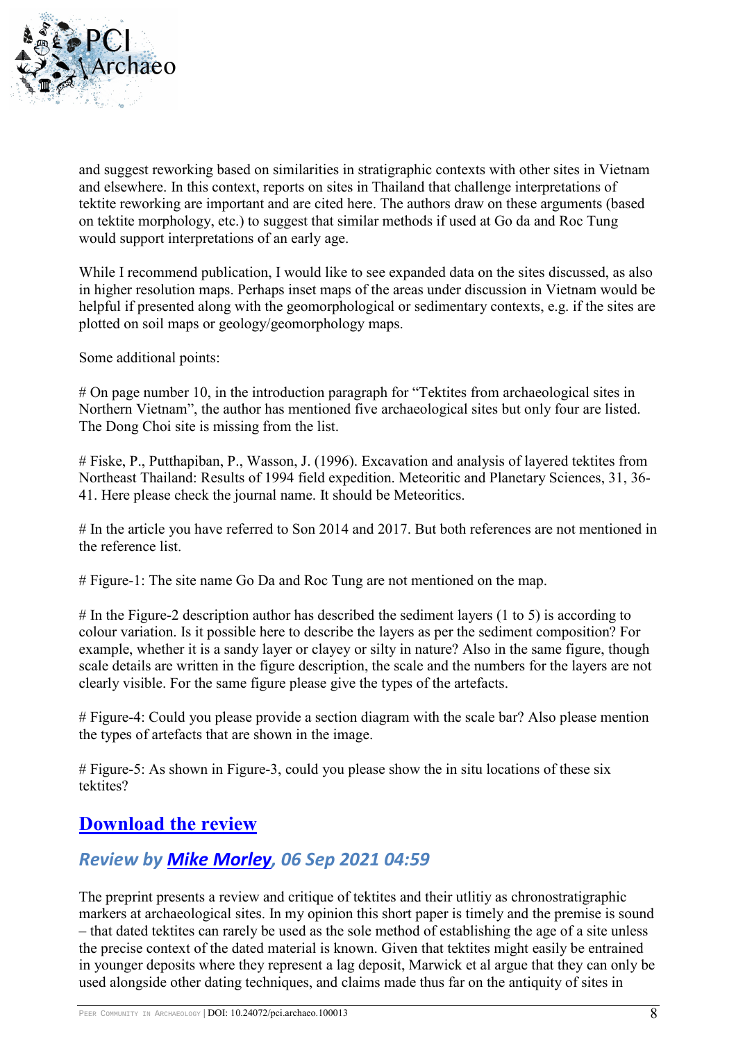and suggest reworking based on similarities in stratigraphic contexts with other sites in Vietnam and elsewhere. In this context, reports on sites in Thailand that challenge interpretations of tektite reworking are important and are cited here. The authors draw on these arguments (based on tektite morphology, etc.) to suggest that similar methods if used at Go da and Roc Tung would support interpretations of an early age.

While I recommend publication, I would like to see expanded data on the sites discussed, as also in higher resolution maps. Perhaps inset maps of the areas under discussion in Vietnam would be helpful if presented along with the geomorphological or sedimentary contexts, e.g. if the sites are plotted on soil maps or geology/geomorphology maps.

Some additional points:

# On page number 10, in the introduction paragraph for "Tektites from archaeological sites in Northern Vietnam", the author has mentioned five archaeological sites but only four are listed. The Dong Choi site is missing from the list.

# Fiske, P., Putthapiban, P., Wasson, J. (1996). Excavation and analysis of layered tektites from Northeast Thailand: Results of 1994 field expedition. Meteoritic and Planetary Sciences, 31, 36-41. Here please check the journal name. It should be Meteoritics.

# In the article you have referred to Son 2014 and 2017. But both references are not mentioned in the reference list.

# Figure-1: The site name Go Da and Roc Tung are not mentioned on the map.

# In the Figure-2 description author has described the sediment layers (1 to 5) is according to colour variation. Is it possible here to describe the layers as per the sediment composition? For example, whether it is a sandy layer or clayey or silty in nature? Also in the same figure, though scale details are written in the figure description, the scale and the numbers for the layers are not clearly visible. For the same figure please give the types of the artefacts.

# Figure-4: Could you please provide a section diagram with the scale bar? Also please mention the types of artefacts that are shown in the image.

# Figure-5: As shown in Figure-3, could you please show the in situ locations of these six tektites?

## [Download the review]

### *Review by [Mike Morley], 06 Sep 2021 04:59*

The preprint presents a review and critique of tektites and their utlitiy as chronostratigraphic markers at archaeological sites. In my opinion this short paper is timely and the premise is sound – that dated tektites can rarely be used as the sole method of establishing the age of a site unless the precise context of the dated material is known. Given that tektites might easily be entrained in younger deposits where they represent a lag deposit, Marwick et al argue that they can only be used alongside other dating techniques, and claims made thus far on the antiquity of sites in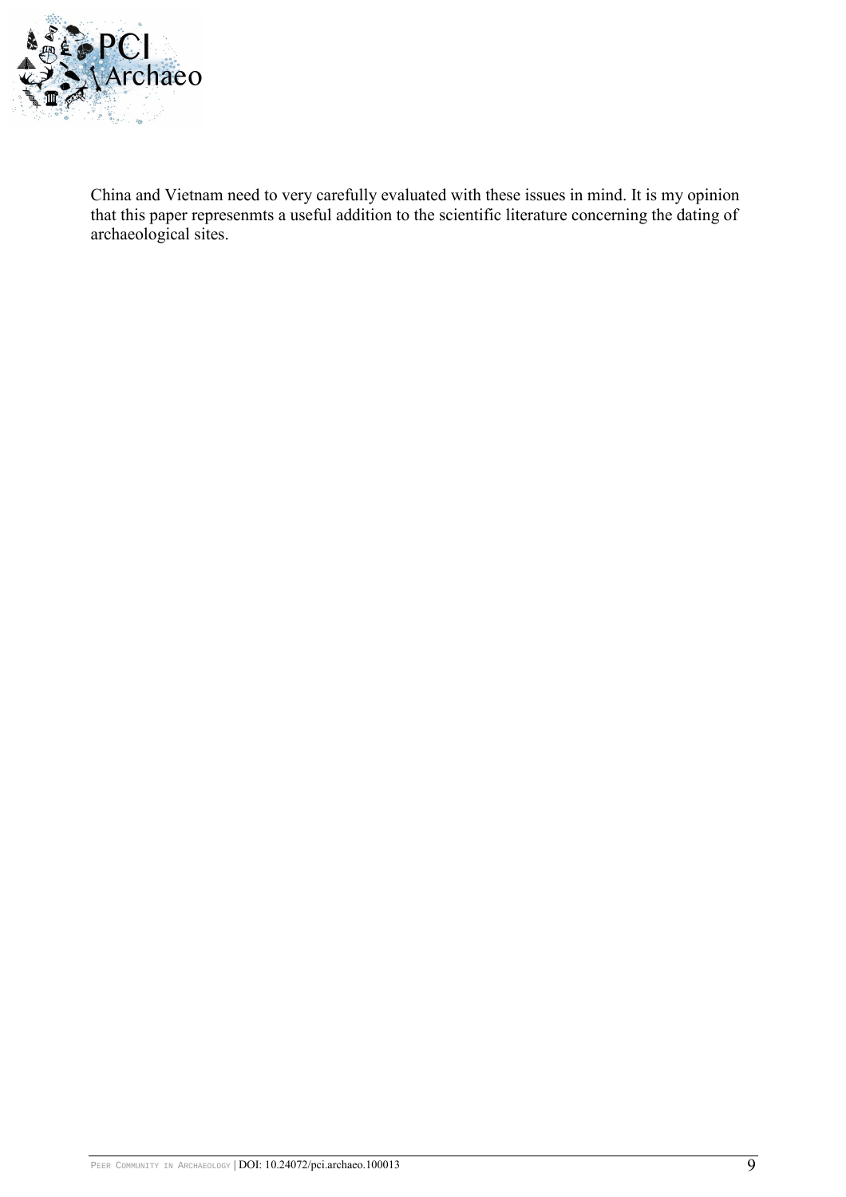China and Vietnam need to very carefully evaluated with these issues in mind. It is my opinion that this paper represenmts a useful addition to the scientific literature concerning the dating of archaeological sites.